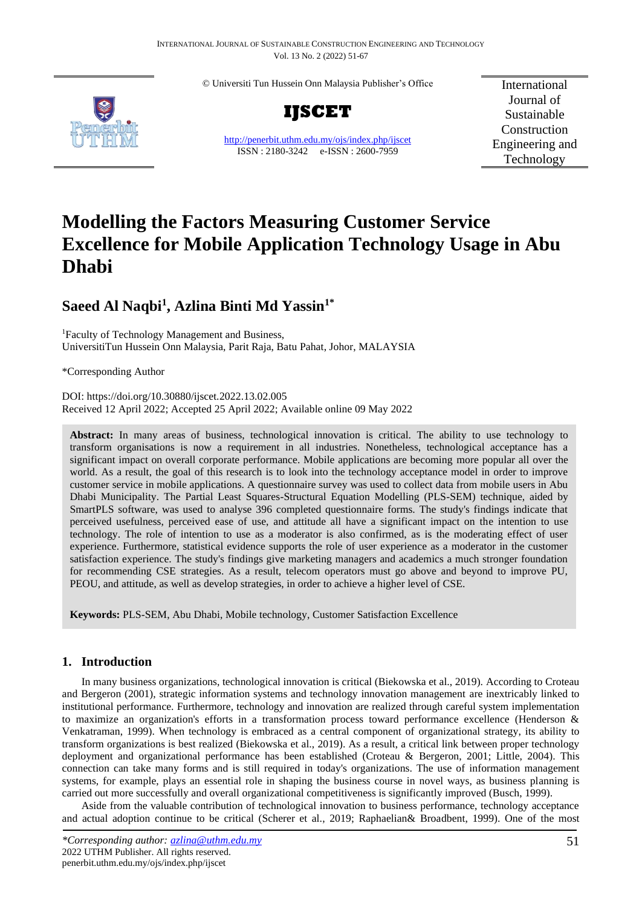© Universiti Tun Hussein Onn Malaysia Publisher's Office

**IJSCET**

http://penerbit.uthm.edu.my/ojs/index.php/ijscet
ISSN : 2180-3242 e-ISSN : 2600-7959

International Journal of Sustainable Construction Engineering and Technology

# Modelling the Factors Measuring Customer Service Excellence for Mobile Application Technology Usage in Abu Dhabi

## Saeed Al Naqbi[1], Azlina Binti Md Yassin[1*]

[1]Faculty of Technology Management and Business,
UniversitiTun Hussein Onn Malaysia, Parit Raja, Batu Pahat, Johor, MALAYSIA

*Corresponding Author

DOI: https://doi.org/10.30880/ijscet.2022.13.02.005
Received 12 April 2022; Accepted 25 April 2022; Available online 09 May 2022

**Abstract:** In many areas of business, technological innovation is critical. The ability to use technology to transform organisations is now a requirement in all industries. Nonetheless, technological acceptance has a significant impact on overall corporate performance. Mobile applications are becoming more popular all over the world. As a result, the goal of this research is to look into the technology acceptance model in order to improve customer service in mobile applications. A questionnaire survey was used to collect data from mobile users in Abu Dhabi Municipality. The Partial Least Squares-Structural Equation Modelling (PLS-SEM) technique, aided by SmartPLS software, was used to analyse 396 completed questionnaire forms. The study's findings indicate that perceived usefulness, perceived ease of use, and attitude all have a significant impact on the intention to use technology. The role of intention to use as a moderator is also confirmed, as is the moderating effect of user experience. Furthermore, statistical evidence supports the role of user experience as a moderator in the customer satisfaction experience. The study's findings give marketing managers and academics a much stronger foundation for recommending CSE strategies. As a result, telecom operators must go above and beyond to improve PU, PEOU, and attitude, as well as develop strategies, in order to achieve a higher level of CSE.

**Keywords:** PLS-SEM, Abu Dhabi, Mobile technology, Customer Satisfaction Excellence

## 1. Introduction

In many business organizations, technological innovation is critical (Biekowska et al., 2019). According to Croteau and Bergeron (2001), strategic information systems and technology innovation management are inextricably linked to institutional performance. Furthermore, technology and innovation are realized through careful system implementation to maximize an organization's efforts in a transformation process toward performance excellence (Henderson & Venkatraman, 1999). When technology is embraced as a central component of organizational strategy, its ability to transform organizations is best realized (Biekowska et al., 2019). As a result, a critical link between proper technology deployment and organizational performance has been established (Croteau & Bergeron, 2001; Little, 2004). This connection can take many forms and is still required in today's organizations. The use of information management systems, for example, plays an essential role in shaping the business course in novel ways, as business planning is carried out more successfully and overall organizational competitiveness is significantly improved (Busch, 1999).

Aside from the valuable contribution of technological innovation to business performance, technology acceptance and actual adoption continue to be critical (Scherer et al., 2019; Raphaelian& Broadbent, 1999). One of the most

*\*Corresponding author: azlina@uthm.edu.my*
2022 UTHM Publisher. All rights reserved.
penerbit.uthm.edu.my/ojs/index.php/ijscet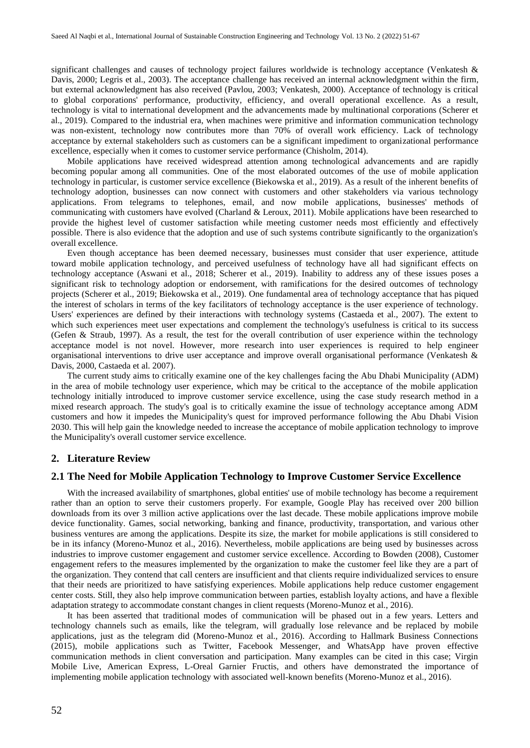significant challenges and causes of technology project failures worldwide is technology acceptance (Venkatesh & Davis, 2000; Legris et al., 2003). The acceptance challenge has received an internal acknowledgment within the firm, but external acknowledgment has also received (Pavlou, 2003; Venkatesh, 2000). Acceptance of technology is critical to global corporations' performance, productivity, efficiency, and overall operational excellence. As a result, technology is vital to international development and the advancements made by multinational corporations (Scherer et al., 2019). Compared to the industrial era, when machines were primitive and information communication technology was non-existent, technology now contributes more than 70% of overall work efficiency. Lack of technology acceptance by external stakeholders such as customers can be a significant impediment to organizational performance excellence, especially when it comes to customer service performance (Chisholm, 2014).

Mobile applications have received widespread attention among technological advancements and are rapidly becoming popular among all communities. One of the most elaborated outcomes of the use of mobile application technology in particular, is customer service excellence (Biekowska et al., 2019). As a result of the inherent benefits of technology adoption, businesses can now connect with customers and other stakeholders via various technology applications. From telegrams to telephones, email, and now mobile applications, businesses' methods of communicating with customers have evolved (Charland & Leroux, 2011). Mobile applications have been researched to provide the highest level of customer satisfaction while meeting customer needs most efficiently and effectively possible. There is also evidence that the adoption and use of such systems contribute significantly to the organization's overall excellence.

Even though acceptance has been deemed necessary, businesses must consider that user experience, attitude toward mobile application technology, and perceived usefulness of technology have all had significant effects on technology acceptance (Aswani et al., 2018; Scherer et al., 2019). Inability to address any of these issues poses a significant risk to technology adoption or endorsement, with ramifications for the desired outcomes of technology projects (Scherer et al., 2019; Biekowska et al., 2019). One fundamental area of technology acceptance that has piqued the interest of scholars in terms of the key facilitators of technology acceptance is the user experience of technology. Users' experiences are defined by their interactions with technology systems (Castaeda et al., 2007). The extent to which such experiences meet user expectations and complement the technology's usefulness is critical to its success (Gefen & Straub, 1997). As a result, the test for the overall contribution of user experience within the technology acceptance model is not novel. However, more research into user experiences is required to help engineer organisational interventions to drive user acceptance and improve overall organisational performance (Venkatesh & Davis, 2000, Castaeda et al. 2007).

The current study aims to critically examine one of the key challenges facing the Abu Dhabi Municipality (ADM) in the area of mobile technology user experience, which may be critical to the acceptance of the mobile application technology initially introduced to improve customer service excellence, using the case study research method in a mixed research approach. The study's goal is to critically examine the issue of technology acceptance among ADM customers and how it impedes the Municipality's quest for improved performance following the Abu Dhabi Vision 2030. This will help gain the knowledge needed to increase the acceptance of mobile application technology to improve the Municipality's overall customer service excellence.

## 2. Literature Review

### 2.1 The Need for Mobile Application Technology to Improve Customer Service Excellence

With the increased availability of smartphones, global entities' use of mobile technology has become a requirement rather than an option to serve their customers properly. For example, Google Play has received over 200 billion downloads from its over 3 million active applications over the last decade. These mobile applications improve mobile device functionality. Games, social networking, banking and finance, productivity, transportation, and various other business ventures are among the applications. Despite its size, the market for mobile applications is still considered to be in its infancy (Moreno-Munoz et al., 2016). Nevertheless, mobile applications are being used by businesses across industries to improve customer engagement and customer service excellence. According to Bowden (2008), Customer engagement refers to the measures implemented by the organization to make the customer feel like they are a part of the organization. They contend that call centers are insufficient and that clients require individualized services to ensure that their needs are prioritized to have satisfying experiences. Mobile applications help reduce customer engagement center costs. Still, they also help improve communication between parties, establish loyalty actions, and have a flexible adaptation strategy to accommodate constant changes in client requests (Moreno-Munoz et al., 2016).

It has been asserted that traditional modes of communication will be phased out in a few years. Letters and technology channels such as emails, like the telegram, will gradually lose relevance and be replaced by mobile applications, just as the telegram did (Moreno-Munoz et al., 2016). According to Hallmark Business Connections (2015), mobile applications such as Twitter, Facebook Messenger, and WhatsApp have proven effective communication methods in client conversation and participation. Many examples can be cited in this case; Virgin Mobile Live, American Express, L-Oreal Garnier Fructis, and others have demonstrated the importance of implementing mobile application technology with associated well-known benefits (Moreno-Munoz et al., 2016).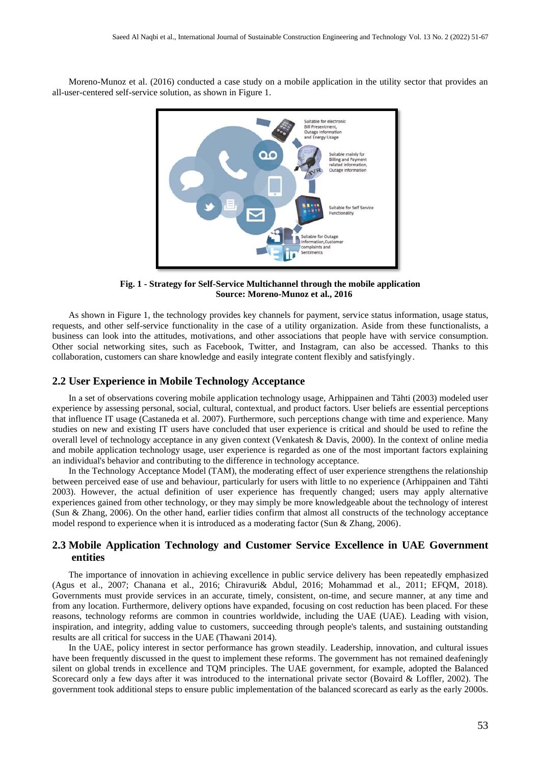Moreno-Munoz et al. (2016) conducted a case study on a mobile application in the utility sector that provides an all-user-centered self-service solution, as shown in Figure 1.

**Fig. 1 - Strategy for Self-Service Multichannel through the mobile application**
**Source: Moreno-Munoz et al., 2016**

As shown in Figure 1, the technology provides key channels for payment, service status information, usage status, requests, and other self-service functionality in the case of a utility organization. Aside from these functionalists, a business can look into the attitudes, motivations, and other associations that people have with service consumption. Other social networking sites, such as Facebook, Twitter, and Instagram, can also be accessed. Thanks to this collaboration, customers can share knowledge and easily integrate content flexibly and satisfyingly.

## 2.2 User Experience in Mobile Technology Acceptance

In a set of observations covering mobile application technology usage, Arhippainen and Tähti (2003) modeled user experience by assessing personal, social, cultural, contextual, and product factors. User beliefs are essential perceptions that influence IT usage (Castaneda et al. 2007). Furthermore, such perceptions change with time and experience. Many studies on new and existing IT users have concluded that user experience is critical and should be used to refine the overall level of technology acceptance in any given context (Venkatesh & Davis, 2000). In the context of online media and mobile application technology usage, user experience is regarded as one of the most important factors explaining an individual's behavior and contributing to the difference in technology acceptance.

In the Technology Acceptance Model (TAM), the moderating effect of user experience strengthens the relationship between perceived ease of use and behaviour, particularly for users with little to no experience (Arhippainen and Tähti 2003). However, the actual definition of user experience has frequently changed; users may apply alternative experiences gained from other technology, or they may simply be more knowledgeable about the technology of interest (Sun & Zhang, 2006). On the other hand, earlier tidies confirm that almost all constructs of the technology acceptance model respond to experience when it is introduced as a moderating factor (Sun & Zhang, 2006).

## 2.3 Mobile Application Technology and Customer Service Excellence in UAE Government entities

The importance of innovation in achieving excellence in public service delivery has been repeatedly emphasized (Agus et al., 2007; Chanana et al., 2016; Chiravuri& Abdul, 2016; Mohammad et al., 2011; EFQM, 2018). Governments must provide services in an accurate, timely, consistent, on-time, and secure manner, at any time and from any location. Furthermore, delivery options have expanded, focusing on cost reduction has been placed. For these reasons, technology reforms are common in countries worldwide, including the UAE (UAE). Leading with vision, inspiration, and integrity, adding value to customers, succeeding through people's talents, and sustaining outstanding results are all critical for success in the UAE (Thawani 2014).

In the UAE, policy interest in sector performance has grown steadily. Leadership, innovation, and cultural issues have been frequently discussed in the quest to implement these reforms. The government has not remained deafeningly silent on global trends in excellence and TQM principles. The UAE government, for example, adopted the Balanced Scorecard only a few days after it was introduced to the international private sector (Bovaird & Loffler, 2002). The government took additional steps to ensure public implementation of the balanced scorecard as early as the early 2000s.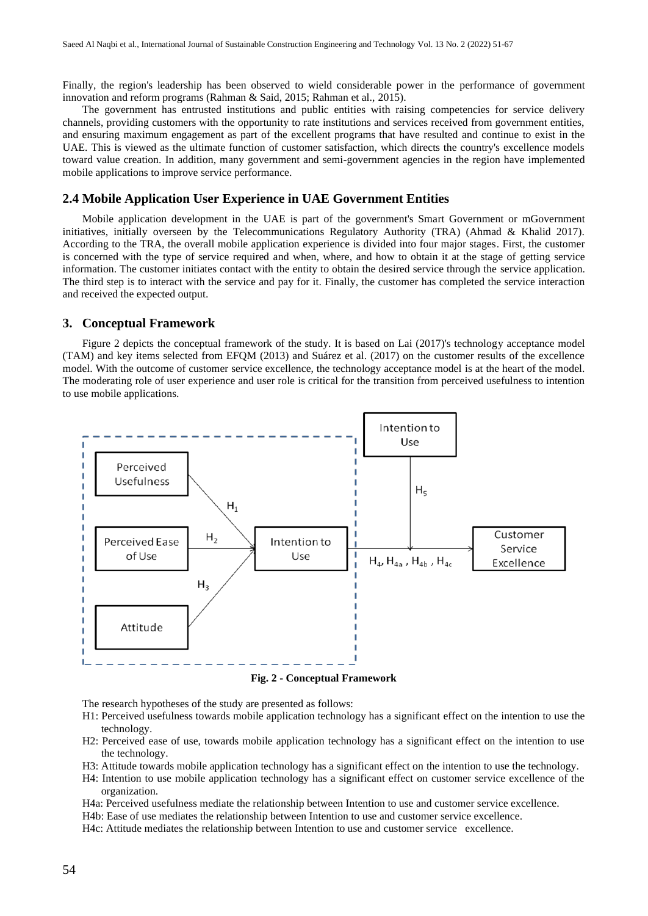Finally, the region's leadership has been observed to wield considerable power in the performance of government innovation and reform programs (Rahman & Said, 2015; Rahman et al., 2015).

The government has entrusted institutions and public entities with raising competencies for service delivery channels, providing customers with the opportunity to rate institutions and services received from government entities, and ensuring maximum engagement as part of the excellent programs that have resulted and continue to exist in the UAE. This is viewed as the ultimate function of customer satisfaction, which directs the country's excellence models toward value creation. In addition, many government and semi-government agencies in the region have implemented mobile applications to improve service performance.

## 2.4 Mobile Application User Experience in UAE Government Entities

Mobile application development in the UAE is part of the government's Smart Government or mGovernment initiatives, initially overseen by the Telecommunications Regulatory Authority (TRA) (Ahmad & Khalid 2017). According to the TRA, the overall mobile application experience is divided into four major stages. First, the customer is concerned with the type of service required and when, where, and how to obtain it at the stage of getting service information. The customer initiates contact with the entity to obtain the desired service through the service application. The third step is to interact with the service and pay for it. Finally, the customer has completed the service interaction and received the expected output.

## 3. Conceptual Framework

Figure 2 depicts the conceptual framework of the study. It is based on Lai (2017)'s technology acceptance model (TAM) and key items selected from EFQM (2013) and Suárez et al. (2017) on the customer results of the excellence model. With the outcome of customer service excellence, the technology acceptance model is at the heart of the model. The moderating role of user experience and user role is critical for the transition from perceived usefulness to intention to use mobile applications.

**Fig. 2 - Conceptual Framework**

The research hypotheses of the study are presented as follows:

- H1: Perceived usefulness towards mobile application technology has a significant effect on the intention to use the technology.
- H2: Perceived ease of use, towards mobile application technology has a significant effect on the intention to use the technology.
- H3: Attitude towards mobile application technology has a significant effect on the intention to use the technology.
- H4: Intention to use mobile application technology has a significant effect on customer service excellence of the organization.
- H4a: Perceived usefulness mediate the relationship between Intention to use and customer service excellence.
- H4b: Ease of use mediates the relationship between Intention to use and customer service excellence.
- H4c: Attitude mediates the relationship between Intention to use and customer service excellence.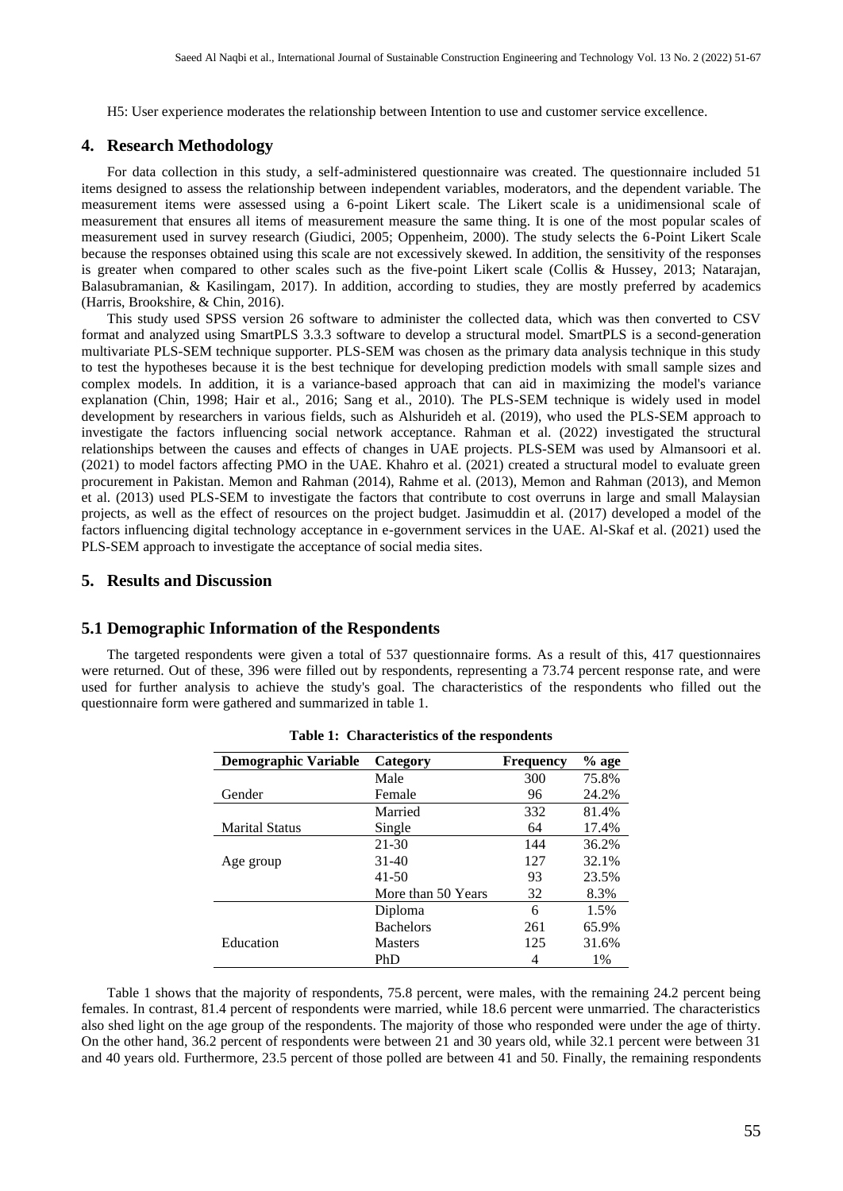H5: User experience moderates the relationship between Intention to use and customer service excellence.

## 4. Research Methodology

For data collection in this study, a self-administered questionnaire was created. The questionnaire included 51 items designed to assess the relationship between independent variables, moderators, and the dependent variable. The measurement items were assessed using a 6-point Likert scale. The Likert scale is a unidimensional scale of measurement that ensures all items of measurement measure the same thing. It is one of the most popular scales of measurement used in survey research (Giudici, 2005; Oppenheim, 2000). The study selects the 6-Point Likert Scale because the responses obtained using this scale are not excessively skewed. In addition, the sensitivity of the responses is greater when compared to other scales such as the five-point Likert scale (Collis & Hussey, 2013; Natarajan, Balasubramanian, & Kasilingam, 2017). In addition, according to studies, they are mostly preferred by academics (Harris, Brookshire, & Chin, 2016).

This study used SPSS version 26 software to administer the collected data, which was then converted to CSV format and analyzed using SmartPLS 3.3.3 software to develop a structural model. SmartPLS is a second-generation multivariate PLS-SEM technique supporter. PLS-SEM was chosen as the primary data analysis technique in this study to test the hypotheses because it is the best technique for developing prediction models with small sample sizes and complex models. In addition, it is a variance-based approach that can aid in maximizing the model's variance explanation (Chin, 1998; Hair et al., 2016; Sang et al., 2010). The PLS-SEM technique is widely used in model development by researchers in various fields, such as Alshurideh et al. (2019), who used the PLS-SEM approach to investigate the factors influencing social network acceptance. Rahman et al. (2022) investigated the structural relationships between the causes and effects of changes in UAE projects. PLS-SEM was used by Almansoori et al. (2021) to model factors affecting PMO in the UAE. Khahro et al. (2021) created a structural model to evaluate green procurement in Pakistan. Memon and Rahman (2014), Rahme et al. (2013), Memon and Rahman (2013), and Memon et al. (2013) used PLS-SEM to investigate the factors that contribute to cost overruns in large and small Malaysian projects, as well as the effect of resources on the project budget. Jasimuddin et al. (2017) developed a model of the factors influencing digital technology acceptance in e-government services in the UAE. Al-Skaf et al. (2021) used the PLS-SEM approach to investigate the acceptance of social media sites.

## 5. Results and Discussion

### 5.1 Demographic Information of the Respondents

The targeted respondents were given a total of 537 questionnaire forms. As a result of this, 417 questionnaires were returned. Out of these, 396 were filled out by respondents, representing a 73.74 percent response rate, and were used for further analysis to achieve the study's goal. The characteristics of the respondents who filled out the questionnaire form were gathered and summarized in table 1.

**Table 1: Characteristics of the respondents**

| Demographic Variable | Category | Frequency | % age |
|---|---|---|---|
| Gender | Male | 300 | 75.8% |
| | Female | 96 | 24.2% |
| Marital Status | Married | 332 | 81.4% |
| | Single | 64 | 17.4% |
| Age group | 21-30 | 144 | 36.2% |
| | 31-40 | 127 | 32.1% |
| | 41-50 | 93 | 23.5% |
| | More than 50 Years | 32 | 8.3% |
| Education | Diploma | 6 | 1.5% |
| | Bachelors | 261 | 65.9% |
| | Masters | 125 | 31.6% |
| | PhD | 4 | 1% |

Table 1 shows that the majority of respondents, 75.8 percent, were males, with the remaining 24.2 percent being females. In contrast, 81.4 percent of respondents were married, while 18.6 percent were unmarried. The characteristics also shed light on the age group of the respondents. The majority of those who responded were under the age of thirty. On the other hand, 36.2 percent of respondents were between 21 and 30 years old, while 32.1 percent were between 31 and 40 years old. Furthermore, 23.5 percent of those polled are between 41 and 50. Finally, the remaining respondents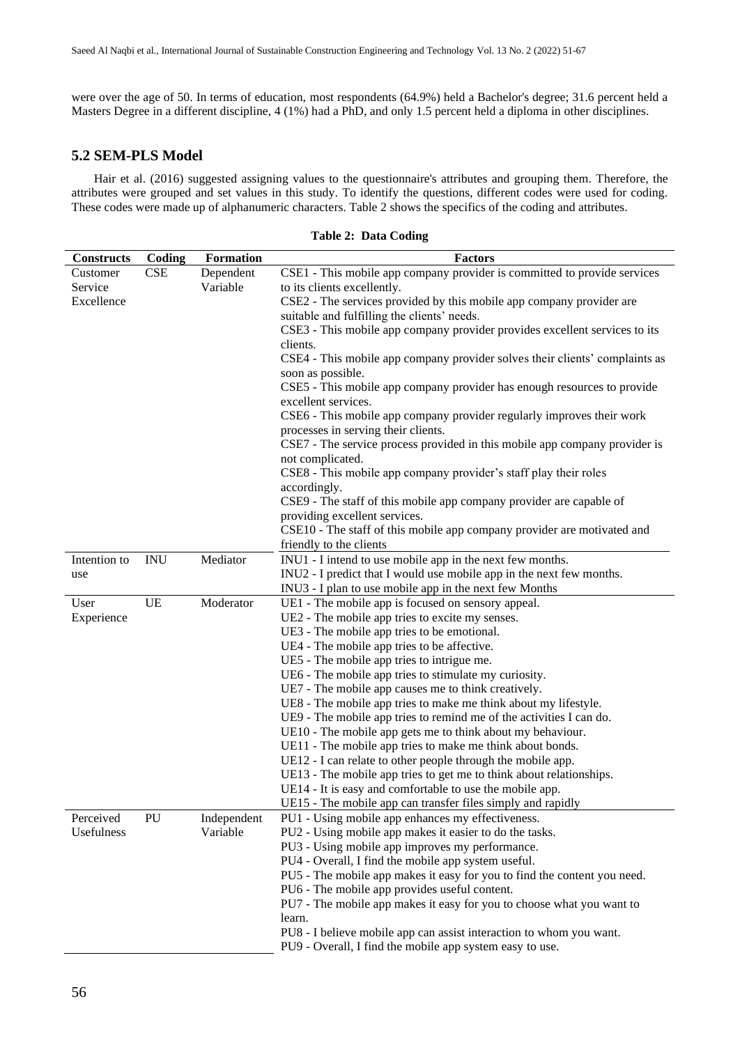were over the age of 50. In terms of education, most respondents (64.9%) held a Bachelor's degree; 31.6 percent held a Masters Degree in a different discipline, 4 (1%) had a PhD, and only 1.5 percent held a diploma in other disciplines.

## 5.2 SEM-PLS Model

Hair et al. (2016) suggested assigning values to the questionnaire's attributes and grouping them. Therefore, the attributes were grouped and set values in this study. To identify the questions, different codes were used for coding. These codes were made up of alphanumeric characters. Table 2 shows the specifics of the coding and attributes.

**Table 2: Data Coding**

| Constructs | Coding | Formation | Factors |
|---|---|---|---|
| Customer Service Excellence | CSE | Dependent Variable | CSE1 - This mobile app company provider is committed to provide services to its clients excellently. |
| | | | CSE2 - The services provided by this mobile app company provider are suitable and fulfilling the clients' needs. |
| | | | CSE3 - This mobile app company provider provides excellent services to its clients. |
| | | | CSE4 - This mobile app company provider solves their clients' complaints as soon as possible. |
| | | | CSE5 - This mobile app company provider has enough resources to provide excellent services. |
| | | | CSE6 - This mobile app company provider regularly improves their work processes in serving their clients. |
| | | | CSE7 - The service process provided in this mobile app company provider is not complicated. |
| | | | CSE8 - This mobile app company provider's staff play their roles accordingly. |
| | | | CSE9 - The staff of this mobile app company provider are capable of providing excellent services. |
| | | | CSE10 - The staff of this mobile app company provider are motivated and friendly to the clients |
| Intention to use | INU | Mediator | INU1 - I intend to use mobile app in the next few months. |
| | | | INU2 - I predict that I would use mobile app in the next few months. |
| | | | INU3 - I plan to use mobile app in the next few Months |
| User Experience | UE | Moderator | UE1 - The mobile app is focused on sensory appeal. |
| | | | UE2 - The mobile app tries to excite my senses. |
| | | | UE3 - The mobile app tries to be emotional. |
| | | | UE4 - The mobile app tries to be affective. |
| | | | UE5 - The mobile app tries to intrigue me. |
| | | | UE6 - The mobile app tries to stimulate my curiosity. |
| | | | UE7 - The mobile app causes me to think creatively. |
| | | | UE8 - The mobile app tries to make me think about my lifestyle. |
| | | | UE9 - The mobile app tries to remind me of the activities I can do. |
| | | | UE10 - The mobile app gets me to think about my behaviour. |
| | | | UE11 - The mobile app tries to make me think about bonds. |
| | | | UE12 - I can relate to other people through the mobile app. |
| | | | UE13 - The mobile app tries to get me to think about relationships. |
| | | | UE14 - It is easy and comfortable to use the mobile app. |
| | | | UE15 - The mobile app can transfer files simply and rapidly |
| Perceived Usefulness | PU | Independent Variable | PU1 - Using mobile app enhances my effectiveness. |
| | | | PU2 - Using mobile app makes it easier to do the tasks. |
| | | | PU3 - Using mobile app improves my performance. |
| | | | PU4 - Overall, I find the mobile app system useful. |
| | | | PU5 - The mobile app makes it easy for you to find the content you need. |
| | | | PU6 - The mobile app provides useful content. |
| | | | PU7 - The mobile app makes it easy for you to choose what you want to learn. |
| | | | PU8 - I believe mobile app can assist interaction to whom you want. |
| | | | PU9 - Overall, I find the mobile app system easy to use. |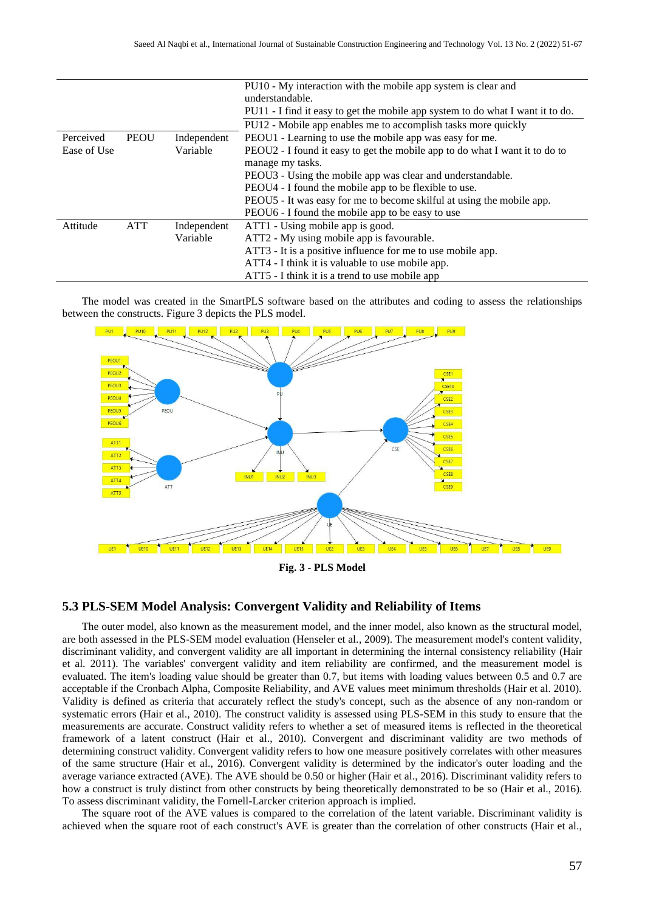| | | | |
|---|---|---|---|
| | | | PU10 - My interaction with the mobile app system is clear and understandable. |
| | | | PU11 - I find it easy to get the mobile app system to do what I want it to do. |
| | | | PU12 - Mobile app enables me to accomplish tasks more quickly |
| Perceived Ease of Use | PEOU | Independent Variable | PEOU1 - Learning to use the mobile app was easy for me. |
| | | | PEOU2 - I found it easy to get the mobile app to do what I want it to do to manage my tasks. |
| | | | PEOU3 - Using the mobile app was clear and understandable. |
| | | | PEOU4 - I found the mobile app to be flexible to use. |
| | | | PEOU5 - It was easy for me to become skilful at using the mobile app. |
| | | | PEOU6 - I found the mobile app to be easy to use |
| Attitude | ATT | Independent Variable | ATT1 - Using mobile app is good. |
| | | | ATT2 - My using mobile app is favourable. |
| | | | ATT3 - It is a positive influence for me to use mobile app. |
| | | | ATT4 - I think it is valuable to use mobile app. |
| | | | ATT5 - I think it is a trend to use mobile app |

The model was created in the SmartPLS software based on the attributes and coding to assess the relationships between the constructs. Figure 3 depicts the PLS model.

**Fig. 3 - PLS Model**

## 5.3 PLS-SEM Model Analysis: Convergent Validity and Reliability of Items

The outer model, also known as the measurement model, and the inner model, also known as the structural model, are both assessed in the PLS-SEM model evaluation (Henseler et al., 2009). The measurement model's content validity, discriminant validity, and convergent validity are all important in determining the internal consistency reliability (Hair et al. 2011). The variables' convergent validity and item reliability are confirmed, and the measurement model is evaluated. The item's loading value should be greater than 0.7, but items with loading values between 0.5 and 0.7 are acceptable if the Cronbach Alpha, Composite Reliability, and AVE values meet minimum thresholds (Hair et al. 2010). Validity is defined as criteria that accurately reflect the study's concept, such as the absence of any non-random or systematic errors (Hair et al., 2010). The construct validity is assessed using PLS-SEM in this study to ensure that the measurements are accurate. Construct validity refers to whether a set of measured items is reflected in the theoretical framework of a latent construct (Hair et al., 2010). Convergent and discriminant validity are two methods of determining construct validity. Convergent validity refers to how one measure positively correlates with other measures of the same structure (Hair et al., 2016). Convergent validity is determined by the indicator's outer loading and the average variance extracted (AVE). The AVE should be 0.50 or higher (Hair et al., 2016). Discriminant validity refers to how a construct is truly distinct from other constructs by being theoretically demonstrated to be so (Hair et al., 2016). To assess discriminant validity, the Fornell-Larcker criterion approach is implied.

The square root of the AVE values is compared to the correlation of the latent variable. Discriminant validity is achieved when the square root of each construct's AVE is greater than the correlation of other constructs (Hair et al.,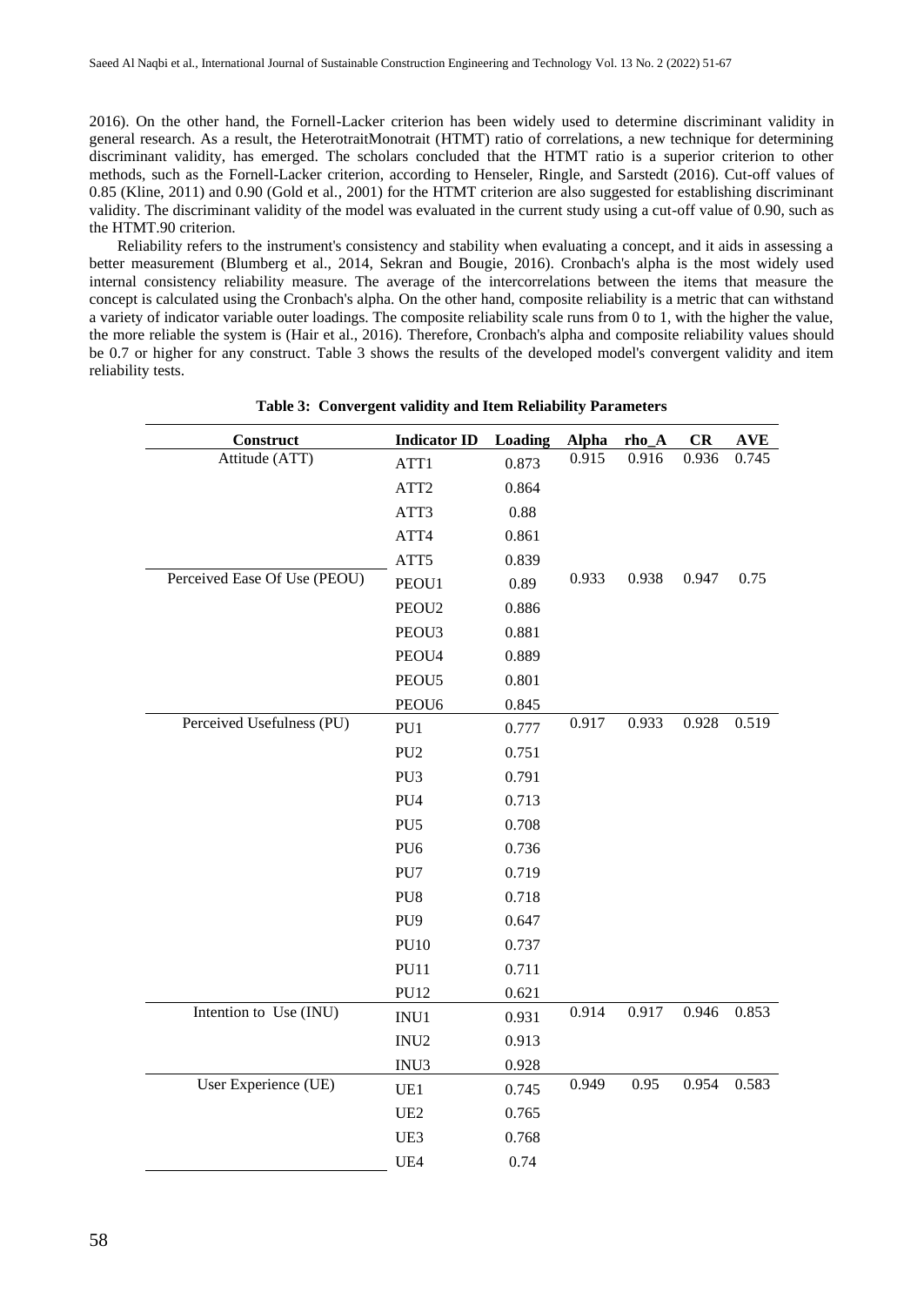2016). On the other hand, the Fornell-Lacker criterion has been widely used to determine discriminant validity in general research. As a result, the HeterotraitMonotrait (HTMT) ratio of correlations, a new technique for determining discriminant validity, has emerged. The scholars concluded that the HTMT ratio is a superior criterion to other methods, such as the Fornell-Lacker criterion, according to Henseler, Ringle, and Sarstedt (2016). Cut-off values of 0.85 (Kline, 2011) and 0.90 (Gold et al., 2001) for the HTMT criterion are also suggested for establishing discriminant validity. The discriminant validity of the model was evaluated in the current study using a cut-off value of 0.90, such as the HTMT.90 criterion.

Reliability refers to the instrument's consistency and stability when evaluating a concept, and it aids in assessing a better measurement (Blumberg et al., 2014, Sekran and Bougie, 2016). Cronbach's alpha is the most widely used internal consistency reliability measure. The average of the intercorrelations between the items that measure the concept is calculated using the Cronbach's alpha. On the other hand, composite reliability is a metric that can withstand a variety of indicator variable outer loadings. The composite reliability scale runs from 0 to 1, with the higher the value, the more reliable the system is (Hair et al., 2016). Therefore, Cronbach's alpha and composite reliability values should be 0.7 or higher for any construct. Table 3 shows the results of the developed model's convergent validity and item reliability tests.

**Table 3: Convergent validity and Item Reliability Parameters**

| Construct | Indicator ID | Loading | Alpha | rho_A | CR | AVE |
|---|---|---|---|---|---|---|
| Attitude (ATT) | ATT1 | 0.873 | 0.915 | 0.916 | 0.936 | 0.745 |
| | ATT2 | 0.864 | | | | |
| | ATT3 | 0.88 | | | | |
| | ATT4 | 0.861 | | | | |
| | ATT5 | 0.839 | | | | |
| Perceived Ease Of Use (PEOU) | PEOU1 | 0.89 | 0.933 | 0.938 | 0.947 | 0.75 |
| | PEOU2 | 0.886 | | | | |
| | PEOU3 | 0.881 | | | | |
| | PEOU4 | 0.889 | | | | |
| | PEOU5 | 0.801 | | | | |
| | PEOU6 | 0.845 | | | | |
| Perceived Usefulness (PU) | PU1 | 0.777 | 0.917 | 0.933 | 0.928 | 0.519 |
| | PU2 | 0.751 | | | | |
| | PU3 | 0.791 | | | | |
| | PU4 | 0.713 | | | | |
| | PU5 | 0.708 | | | | |
| | PU6 | 0.736 | | | | |
| | PU7 | 0.719 | | | | |
| | PU8 | 0.718 | | | | |
| | PU9 | 0.647 | | | | |
| | PU10 | 0.737 | | | | |
| | PU11 | 0.711 | | | | |
| | PU12 | 0.621 | | | | |
| Intention to Use (INU) | INU1 | 0.931 | 0.914 | 0.917 | 0.946 | 0.853 |
| | INU2 | 0.913 | | | | |
| | INU3 | 0.928 | | | | |
| User Experience (UE) | UE1 | 0.745 | 0.949 | 0.95 | 0.954 | 0.583 |
| | UE2 | 0.765 | | | | |
| | UE3 | 0.768 | | | | |
| | UE4 | 0.74 | | | | |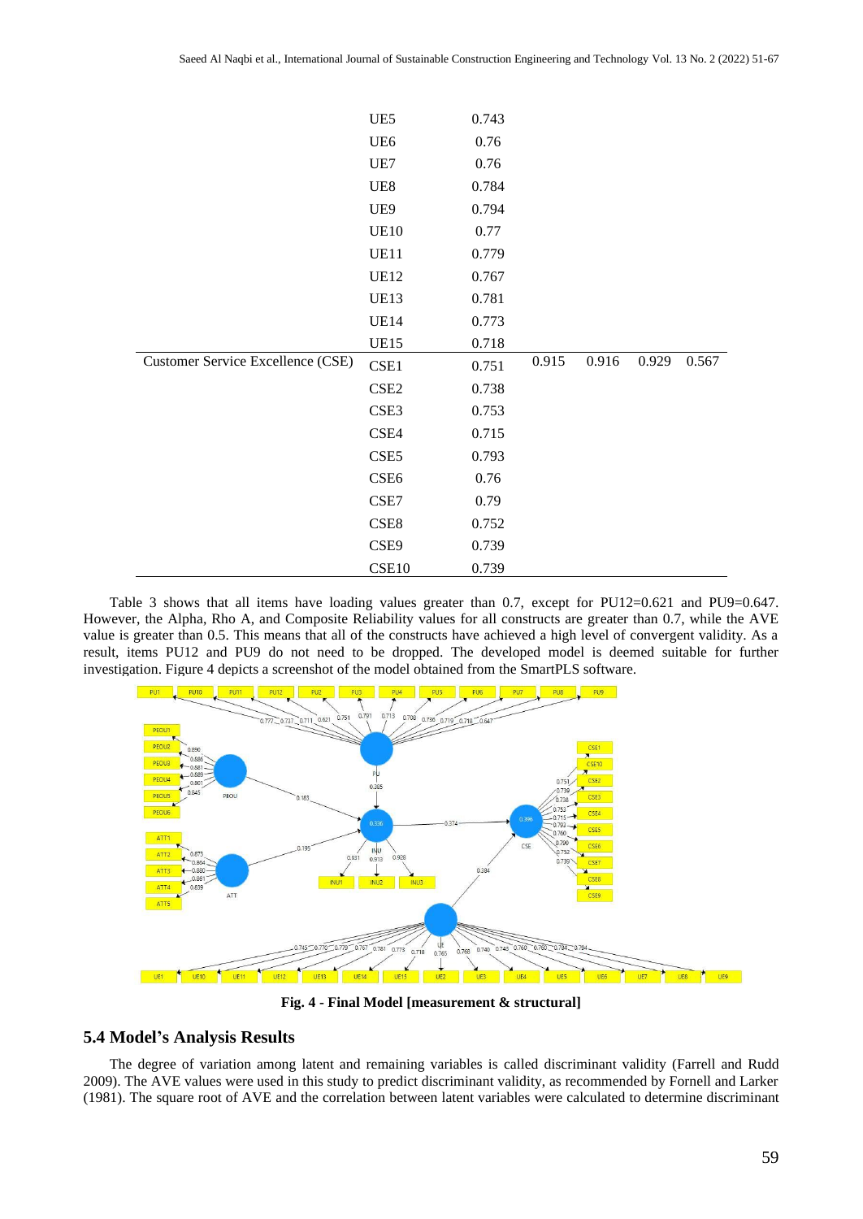| | UE5 | 0.743 | | | | |
|---|---|---|---|---|---|---|
| | UE6 | 0.76 | | | | |
| | UE7 | 0.76 | | | | |
| | UE8 | 0.784 | | | | |
| | UE9 | 0.794 | | | | |
| | UE10 | 0.77 | | | | |
| | UE11 | 0.779 | | | | |
| | UE12 | 0.767 | | | | |
| | UE13 | 0.781 | | | | |
| | UE14 | 0.773 | | | | |
| | UE15 | 0.718 | | | | |
| Customer Service Excellence (CSE) | CSE1 | 0.751 | 0.915 | 0.916 | 0.929 | 0.567 |
| | CSE2 | 0.738 | | | | |
| | CSE3 | 0.753 | | | | |
| | CSE4 | 0.715 | | | | |
| | CSE5 | 0.793 | | | | |
| | CSE6 | 0.76 | | | | |
| | CSE7 | 0.79 | | | | |
| | CSE8 | 0.752 | | | | |
| | CSE9 | 0.739 | | | | |
| | CSE10 | 0.739 | | | | |

Table 3 shows that all items have loading values greater than 0.7, except for PU12=0.621 and PU9=0.647. However, the Alpha, Rho A, and Composite Reliability values for all constructs are greater than 0.7, while the AVE value is greater than 0.5. This means that all of the constructs have achieved a high level of convergent validity. As a result, items PU12 and PU9 do not need to be dropped. The developed model is deemed suitable for further investigation. Figure 4 depicts a screenshot of the model obtained from the SmartPLS software.

**Fig. 4 - Final Model [measurement & structural]**

## 5.4 Model's Analysis Results

The degree of variation among latent and remaining variables is called discriminant validity (Farrell and Rudd 2009). The AVE values were used in this study to predict discriminant validity, as recommended by Fornell and Larker (1981). The square root of AVE and the correlation between latent variables were calculated to determine discriminant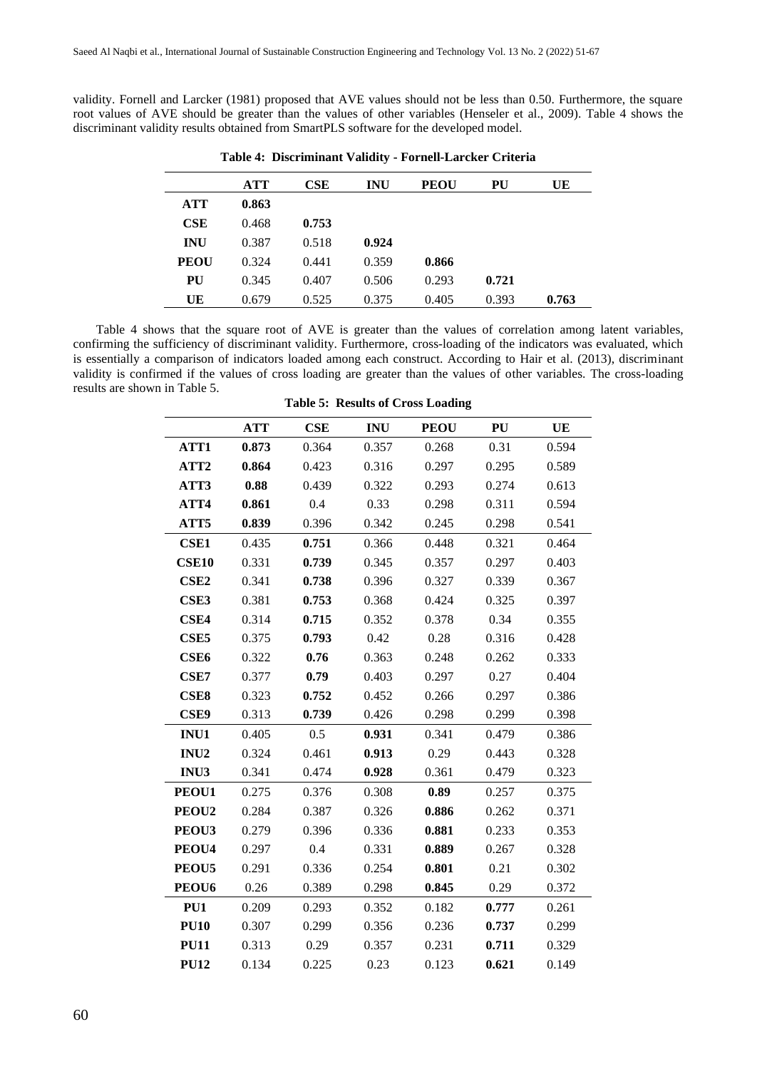validity. Fornell and Larcker (1981) proposed that AVE values should not be less than 0.50. Furthermore, the square root values of AVE should be greater than the values of other variables (Henseler et al., 2009). Table 4 shows the discriminant validity results obtained from SmartPLS software for the developed model.

**Table 4: Discriminant Validity - Fornell-Larcker Criteria**

| | ATT | CSE | INU | PEOU | PU | UE |
|---|---|---|---|---|---|---|
| **ATT** | **0.863** | | | | | |
| **CSE** | 0.468 | **0.753** | | | | |
| **INU** | 0.387 | 0.518 | **0.924** | | | |
| **PEOU** | 0.324 | 0.441 | 0.359 | **0.866** | | |
| **PU** | 0.345 | 0.407 | 0.506 | 0.293 | **0.721** | |
| **UE** | 0.679 | 0.525 | 0.375 | 0.405 | 0.393 | **0.763** |

Table 4 shows that the square root of AVE is greater than the values of correlation among latent variables, confirming the sufficiency of discriminant validity. Furthermore, cross-loading of the indicators was evaluated, which is essentially a comparison of indicators loaded among each construct. According to Hair et al. (2013), discriminant validity is confirmed if the values of cross loading are greater than the values of other variables. The cross-loading results are shown in Table 5.

**Table 5: Results of Cross Loading**

| | ATT | CSE | INU | PEOU | PU | UE |
|---|---|---|---|---|---|---|
| **ATT1** | **0.873** | 0.364 | 0.357 | 0.268 | 0.31 | 0.594 |
| **ATT2** | **0.864** | 0.423 | 0.316 | 0.297 | 0.295 | 0.589 |
| **ATT3** | **0.88** | 0.439 | 0.322 | 0.293 | 0.274 | 0.613 |
| **ATT4** | **0.861** | 0.4 | 0.33 | 0.298 | 0.311 | 0.594 |
| **ATT5** | **0.839** | 0.396 | 0.342 | 0.245 | 0.298 | 0.541 |
| **CSE1** | 0.435 | **0.751** | 0.366 | 0.448 | 0.321 | 0.464 |
| **CSE10** | 0.331 | **0.739** | 0.345 | 0.357 | 0.297 | 0.403 |
| **CSE2** | 0.341 | **0.738** | 0.396 | 0.327 | 0.339 | 0.367 |
| **CSE3** | 0.381 | **0.753** | 0.368 | 0.424 | 0.325 | 0.397 |
| **CSE4** | 0.314 | **0.715** | 0.352 | 0.378 | 0.34 | 0.355 |
| **CSE5** | 0.375 | **0.793** | 0.42 | 0.28 | 0.316 | 0.428 |
| **CSE6** | 0.322 | **0.76** | 0.363 | 0.248 | 0.262 | 0.333 |
| **CSE7** | 0.377 | **0.79** | 0.403 | 0.297 | 0.27 | 0.404 |
| **CSE8** | 0.323 | **0.752** | 0.452 | 0.266 | 0.297 | 0.386 |
| **CSE9** | 0.313 | **0.739** | 0.426 | 0.298 | 0.299 | 0.398 |
| **INU1** | 0.405 | 0.5 | **0.931** | 0.341 | 0.479 | 0.386 |
| **INU2** | 0.324 | 0.461 | **0.913** | 0.29 | 0.443 | 0.328 |
| **INU3** | 0.341 | 0.474 | **0.928** | 0.361 | 0.479 | 0.323 |
| **PEOU1** | 0.275 | 0.376 | 0.308 | **0.89** | 0.257 | 0.375 |
| **PEOU2** | 0.284 | 0.387 | 0.326 | **0.886** | 0.262 | 0.371 |
| **PEOU3** | 0.279 | 0.396 | 0.336 | **0.881** | 0.233 | 0.353 |
| **PEOU4** | 0.297 | 0.4 | 0.331 | **0.889** | 0.267 | 0.328 |
| **PEOU5** | 0.291 | 0.336 | 0.254 | **0.801** | 0.21 | 0.302 |
| **PEOU6** | 0.26 | 0.389 | 0.298 | **0.845** | 0.29 | 0.372 |
| **PU1** | 0.209 | 0.293 | 0.352 | 0.182 | **0.777** | 0.261 |
| **PU10** | 0.307 | 0.299 | 0.356 | 0.236 | **0.737** | 0.299 |
| **PU11** | 0.313 | 0.29 | 0.357 | 0.231 | **0.711** | 0.329 |
| **PU12** | 0.134 | 0.225 | 0.23 | 0.123 | **0.621** | 0.149 |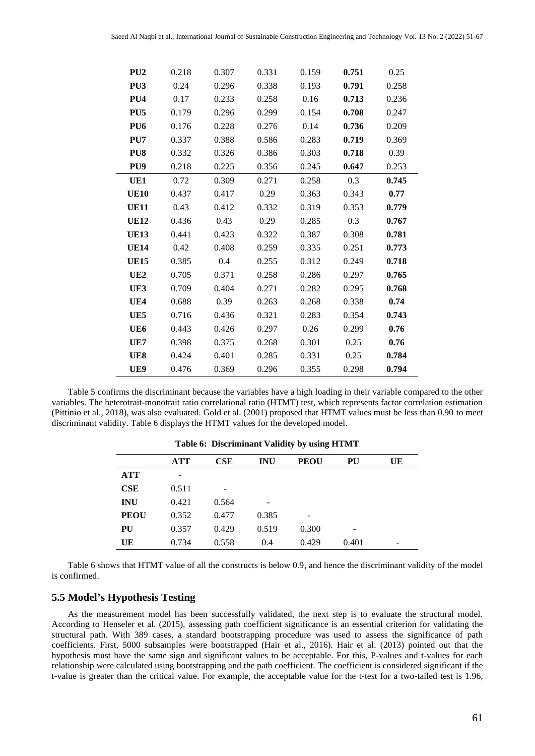| PU2 | 0.218 | 0.307 | 0.331 | 0.159 | **0.751** | 0.25 |
|---|---|---|---|---|---|---|
| PU3 | 0.24 | 0.296 | 0.338 | 0.193 | **0.791** | 0.258 |
| PU4 | 0.17 | 0.233 | 0.258 | 0.16 | **0.713** | 0.236 |
| PU5 | 0.179 | 0.296 | 0.299 | 0.154 | **0.708** | 0.247 |
| PU6 | 0.176 | 0.228 | 0.276 | 0.14 | **0.736** | 0.209 |
| PU7 | 0.337 | 0.388 | 0.586 | 0.283 | **0.719** | 0.369 |
| PU8 | 0.332 | 0.326 | 0.386 | 0.303 | **0.718** | 0.39 |
| PU9 | 0.218 | 0.225 | 0.356 | 0.245 | **0.647** | 0.253 |
| UE1 | 0.72 | 0.309 | 0.271 | 0.258 | 0.3 | **0.745** |
| UE10 | 0.437 | 0.417 | 0.29 | 0.363 | 0.343 | **0.77** |
| UE11 | 0.43 | 0.412 | 0.332 | 0.319 | 0.353 | **0.779** |
| UE12 | 0.436 | 0.43 | 0.29 | 0.285 | 0.3 | **0.767** |
| UE13 | 0.441 | 0.423 | 0.322 | 0.387 | 0.308 | **0.781** |
| UE14 | 0.42 | 0.408 | 0.259 | 0.335 | 0.251 | **0.773** |
| UE15 | 0.385 | 0.4 | 0.255 | 0.312 | 0.249 | **0.718** |
| UE2 | 0.705 | 0.371 | 0.258 | 0.286 | 0.297 | **0.765** |
| UE3 | 0.709 | 0.404 | 0.271 | 0.282 | 0.295 | **0.768** |
| UE4 | 0.688 | 0.39 | 0.263 | 0.268 | 0.338 | **0.74** |
| UE5 | 0.716 | 0.436 | 0.321 | 0.283 | 0.354 | **0.743** |
| UE6 | 0.443 | 0.426 | 0.297 | 0.26 | 0.299 | **0.76** |
| UE7 | 0.398 | 0.375 | 0.268 | 0.301 | 0.25 | **0.76** |
| UE8 | 0.424 | 0.401 | 0.285 | 0.331 | 0.25 | **0.784** |
| UE9 | 0.476 | 0.369 | 0.296 | 0.355 | 0.298 | **0.794** |

Table 5 confirms the discriminant because the variables have a high loading in their variable compared to the other variables. The heterotrait-monotrait ratio correlational ratio (HTMT) test, which represents factor correlation estimation (Pittinio et al., 2018), was also evaluated. Gold et al. (2001) proposed that HTMT values must be less than 0.90 to meet discriminant validity. Table 6 displays the HTMT values for the developed model.

**Table 6: Discriminant Validity by using HTMT**

| | ATT | CSE | INU | PEOU | PU | UE |
|---|---|---|---|---|---|---|
| **ATT** | - | | | | | |
| **CSE** | 0.511 | - | | | | |
| **INU** | 0.421 | 0.564 | - | | | |
| **PEOU** | 0.352 | 0.477 | 0.385 | - | | |
| **PU** | 0.357 | 0.429 | 0.519 | 0.300 | - | |
| **UE** | 0.734 | 0.558 | 0.4 | 0.429 | 0.401 | - |

Table 6 shows that HTMT value of all the constructs is below 0.9, and hence the discriminant validity of the model is confirmed.

## 5.5 Model's Hypothesis Testing

As the measurement model has been successfully validated, the next step is to evaluate the structural model. According to Henseler et al. (2015), assessing path coefficient significance is an essential criterion for validating the structural path. With 389 cases, a standard bootstrapping procedure was used to assess the significance of path coefficients. First, 5000 subsamples were bootstrapped (Hair et al., 2016). Hair et al. (2013) pointed out that the hypothesis must have the same sign and significant values to be acceptable. For this, P-values and t-values for each relationship were calculated using bootstrapping and the path coefficient. The coefficient is considered significant if the t-value is greater than the critical value. For example, the acceptable value for the t-test for a two-tailed test is 1.96,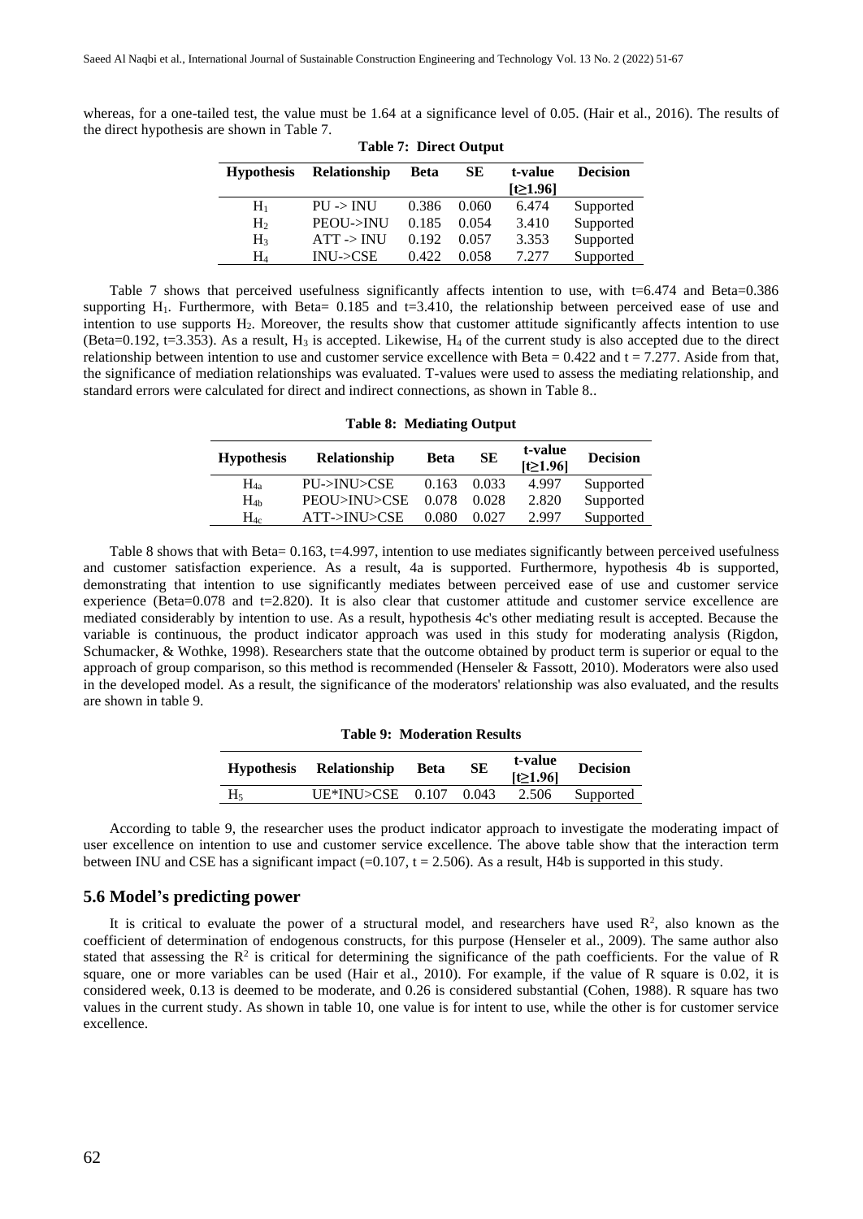whereas, for a one-tailed test, the value must be 1.64 at a significance level of 0.05. (Hair et al., 2016). The results of the direct hypothesis are shown in Table 7.

**Table 7: Direct Output**

| Hypothesis | Relationship | Beta | SE | t-value [t≥1.96] | Decision |
|---|---|---|---|---|---|
| $H_1$ | PU -> INU | 0.386 | 0.060 | 6.474 | Supported |
| $H_2$ | PEOU->INU | 0.185 | 0.054 | 3.410 | Supported |
| $H_3$ | ATT -> INU | 0.192 | 0.057 | 3.353 | Supported |
| $H_4$ | INU->CSE | 0.422 | 0.058 | 7.277 | Supported |

Table 7 shows that perceived usefulness significantly affects intention to use, with t=6.474 and Beta=0.386 supporting $H_1$. Furthermore, with Beta= 0.185 and t=3.410, the relationship between perceived ease of use and intention to use supports $H_2$. Moreover, the results show that customer attitude significantly affects intention to use (Beta=0.192, t=3.353). As a result, $H_3$ is accepted. Likewise, $H_4$ of the current study is also accepted due to the direct relationship between intention to use and customer service excellence with Beta = 0.422 and t = 7.277. Aside from that, the significance of mediation relationships was evaluated. T-values were used to assess the mediating relationship, and standard errors were calculated for direct and indirect connections, as shown in Table 8..

**Table 8: Mediating Output**

| Hypothesis | Relationship | Beta | SE | t-value [t≥1.96] | Decision |
|---|---|---|---|---|---|
| $H_{4a}$ | PU->INU>CSE | 0.163 | 0.033 | 4.997 | Supported |
| $H_{4b}$ | PEOU>INU>CSE | 0.078 | 0.028 | 2.820 | Supported |
| $H_{4c}$ | ATT->INU>CSE | 0.080 | 0.027 | 2.997 | Supported |

Table 8 shows that with Beta= 0.163, t=4.997, intention to use mediates significantly between perceived usefulness and customer satisfaction experience. As a result, 4a is supported. Furthermore, hypothesis 4b is supported, demonstrating that intention to use significantly mediates between perceived ease of use and customer service experience (Beta=0.078 and t=2.820). It is also clear that customer attitude and customer service excellence are mediated considerably by intention to use. As a result, hypothesis 4c's other mediating result is accepted. Because the variable is continuous, the product indicator approach was used in this study for moderating analysis (Rigdon, Schumacker, & Wothke, 1998). Researchers state that the outcome obtained by product term is superior or equal to the approach of group comparison, so this method is recommended (Henseler & Fassott, 2010). Moderators were also used in the developed model. As a result, the significance of the moderators' relationship was also evaluated, and the results are shown in table 9.

**Table 9: Moderation Results**

| Hypothesis | Relationship | Beta | SE | t-value [t≥1.96] | Decision |
|---|---|---|---|---|---|
| $H_5$ | UE*INU>CSE | 0.107 | 0.043 | 2.506 | Supported |

According to table 9, the researcher uses the product indicator approach to investigate the moderating impact of user excellence on intention to use and customer service excellence. The above table show that the interaction term between INU and CSE has a significant impact (=0.107, t = 2.506). As a result, H4b is supported in this study.

## 5.6 Model's predicting power

It is critical to evaluate the power of a structural model, and researchers have used $R^2$, also known as the coefficient of determination of endogenous constructs, for this purpose (Henseler et al., 2009). The same author also stated that assessing the $R^2$ is critical for determining the significance of the path coefficients. For the value of R square, one or more variables can be used (Hair et al., 2010). For example, if the value of R square is 0.02, it is considered week, 0.13 is deemed to be moderate, and 0.26 is considered substantial (Cohen, 1988). R square has two values in the current study. As shown in table 10, one value is for intent to use, while the other is for customer service excellence.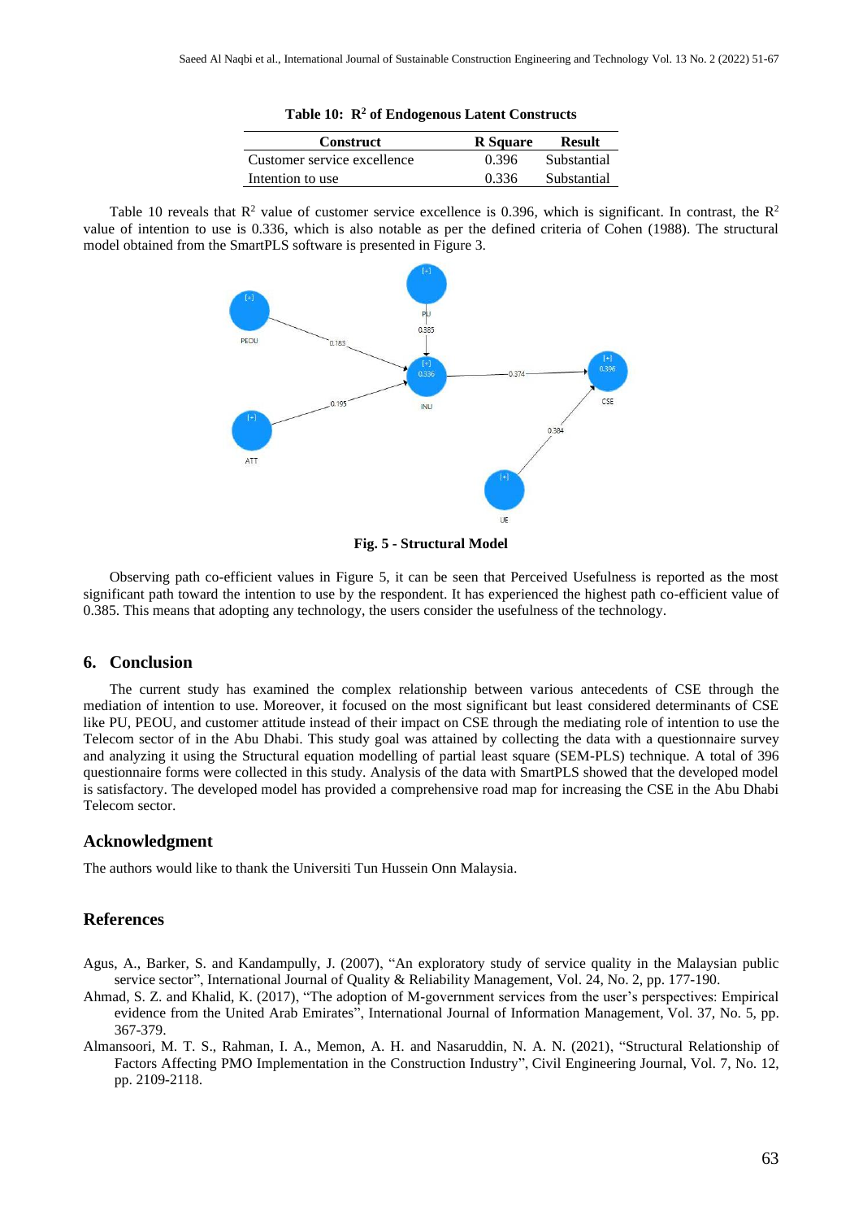**Table 10: $R^2$ of Endogenous Latent Constructs**

| Construct | R Square | Result |
|---|---|---|
| Customer service excellence | 0.396 | Substantial |
| Intention to use | 0.336 | Substantial |

Table 10 reveals that $R^2$ value of customer service excellence is 0.396, which is significant. In contrast, the $R^2$ value of intention to use is 0.336, which is also notable as per the defined criteria of Cohen (1988). The structural model obtained from the SmartPLS software is presented in Figure 3.

**Fig. 5 - Structural Model**

Observing path co-efficient values in Figure 5, it can be seen that Perceived Usefulness is reported as the most significant path toward the intention to use by the respondent. It has experienced the highest path co-efficient value of 0.385. This means that adopting any technology, the users consider the usefulness of the technology.

## 6. Conclusion

The current study has examined the complex relationship between various antecedents of CSE through the mediation of intention to use. Moreover, it focused on the most significant but least considered determinants of CSE like PU, PEOU, and customer attitude instead of their impact on CSE through the mediating role of intention to use the Telecom sector of in the Abu Dhabi. This study goal was attained by collecting the data with a questionnaire survey and analyzing it using the Structural equation modelling of partial least square (SEM-PLS) technique. A total of 396 questionnaire forms were collected in this study. Analysis of the data with SmartPLS showed that the developed model is satisfactory. The developed model has provided a comprehensive road map for increasing the CSE in the Abu Dhabi Telecom sector.

## Acknowledgment

The authors would like to thank the Universiti Tun Hussein Onn Malaysia.

## References

Agus, A., Barker, S. and Kandampully, J. (2007), "An exploratory study of service quality in the Malaysian public service sector", International Journal of Quality & Reliability Management, Vol. 24, No. 2, pp. 177-190.

Ahmad, S. Z. and Khalid, K. (2017), "The adoption of M-government services from the user's perspectives: Empirical evidence from the United Arab Emirates", International Journal of Information Management, Vol. 37, No. 5, pp. 367-379.

Almansoori, M. T. S., Rahman, I. A., Memon, A. H. and Nasaruddin, N. A. N. (2021), "Structural Relationship of Factors Affecting PMO Implementation in the Construction Industry", Civil Engineering Journal, Vol. 7, No. 12, pp. 2109-2118.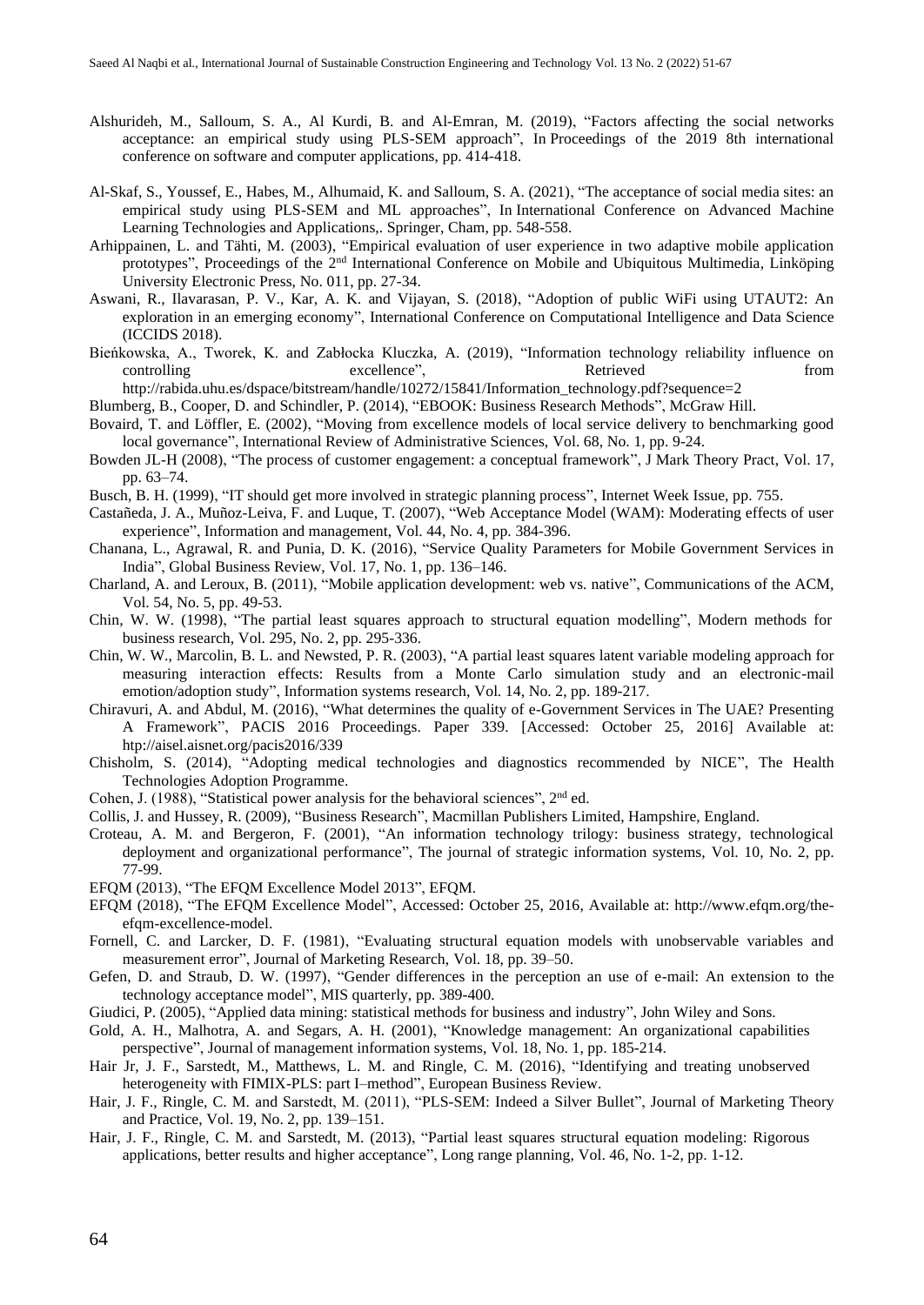Alshurideh, M., Salloum, S. A., Al Kurdi, B. and Al-Emran, M. (2019), "Factors affecting the social networks acceptance: an empirical study using PLS-SEM approach", In Proceedings of the 2019 8th international conference on software and computer applications, pp. 414-418.

Al-Skaf, S., Youssef, E., Habes, M., Alhumaid, K. and Salloum, S. A. (2021), "The acceptance of social media sites: an empirical study using PLS-SEM and ML approaches", In International Conference on Advanced Machine Learning Technologies and Applications,. Springer, Cham, pp. 548-558.

Arhippainen, L. and Tähti, M. (2003), "Empirical evaluation of user experience in two adaptive mobile application prototypes", Proceedings of the 2nd International Conference on Mobile and Ubiquitous Multimedia, Linköping University Electronic Press, No. 011, pp. 27-34.

Aswani, R., Ilavarasan, P. V., Kar, A. K. and Vijayan, S. (2018), "Adoption of public WiFi using UTAUT2: An exploration in an emerging economy", International Conference on Computational Intelligence and Data Science (ICCIDS 2018).

Bieńkowska, A., Tworek, K. and Zabłocka Kluczka, A. (2019), "Information technology reliability influence on controlling excellence", Retrieved from http://rabida.uhu.es/dspace/bitstream/handle/10272/15841/Information_technology.pdf?sequence=2

Blumberg, B., Cooper, D. and Schindler, P. (2014), "EBOOK: Business Research Methods", McGraw Hill.

Bovaird, T. and Löffler, E. (2002), "Moving from excellence models of local service delivery to benchmarking good local governance", International Review of Administrative Sciences, Vol. 68, No. 1, pp. 9-24.

Bowden JL-H (2008), "The process of customer engagement: a conceptual framework", J Mark Theory Pract, Vol. 17, pp. 63–74.

Busch, B. H. (1999), "IT should get more involved in strategic planning process", Internet Week Issue, pp. 755.

Castañeda, J. A., Muñoz-Leiva, F. and Luque, T. (2007), "Web Acceptance Model (WAM): Moderating effects of user experience", Information and management, Vol. 44, No. 4, pp. 384-396.

Chanana, L., Agrawal, R. and Punia, D. K. (2016), "Service Quality Parameters for Mobile Government Services in India", Global Business Review, Vol. 17, No. 1, pp. 136–146.

Charland, A. and Leroux, B. (2011), "Mobile application development: web vs. native", Communications of the ACM, Vol. 54, No. 5, pp. 49-53.

Chin, W. W. (1998), "The partial least squares approach to structural equation modelling", Modern methods for business research, Vol. 295, No. 2, pp. 295-336.

Chin, W. W., Marcolin, B. L. and Newsted, P. R. (2003), "A partial least squares latent variable modeling approach for measuring interaction effects: Results from a Monte Carlo simulation study and an electronic-mail emotion/adoption study", Information systems research, Vol. 14, No. 2, pp. 189-217.

Chiravuri, A. and Abdul, M. (2016), "What determines the quality of e-Government Services in The UAE? Presenting A Framework", PACIS 2016 Proceedings. Paper 339. [Accessed: October 25, 2016] Available at: htp://aisel.aisnet.org/pacis2016/339

Chisholm, S. (2014), "Adopting medical technologies and diagnostics recommended by NICE", The Health Technologies Adoption Programme.

Cohen, J. (1988), "Statistical power analysis for the behavioral sciences", 2nd ed.

Collis, J. and Hussey, R. (2009), "Business Research", Macmillan Publishers Limited, Hampshire, England.

Croteau, A. M. and Bergeron, F. (2001), "An information technology trilogy: business strategy, technological deployment and organizational performance", The journal of strategic information systems, Vol. 10, No. 2, pp. 77-99.

EFQM (2013), "The EFQM Excellence Model 2013", EFQM.

EFQM (2018), "The EFQM Excellence Model", Accessed: October 25, 2016, Available at: http://www.efqm.org/the-efqm-excellence-model.

Fornell, C. and Larcker, D. F. (1981), "Evaluating structural equation models with unobservable variables and measurement error", Journal of Marketing Research, Vol. 18, pp. 39–50.

Gefen, D. and Straub, D. W. (1997), "Gender differences in the perception an use of e-mail: An extension to the technology acceptance model", MIS quarterly, pp. 389-400.

Giudici, P. (2005), "Applied data mining: statistical methods for business and industry", John Wiley and Sons.

Gold, A. H., Malhotra, A. and Segars, A. H. (2001), "Knowledge management: An organizational capabilities perspective", Journal of management information systems, Vol. 18, No. 1, pp. 185-214.

Hair Jr, J. F., Sarstedt, M., Matthews, L. M. and Ringle, C. M. (2016), "Identifying and treating unobserved heterogeneity with FIMIX-PLS: part I–method", European Business Review.

Hair, J. F., Ringle, C. M. and Sarstedt, M. (2011), "PLS-SEM: Indeed a Silver Bullet", Journal of Marketing Theory and Practice, Vol. 19, No. 2, pp. 139–151.

Hair, J. F., Ringle, C. M. and Sarstedt, M. (2013), "Partial least squares structural equation modeling: Rigorous applications, better results and higher acceptance", Long range planning, Vol. 46, No. 1-2, pp. 1-12.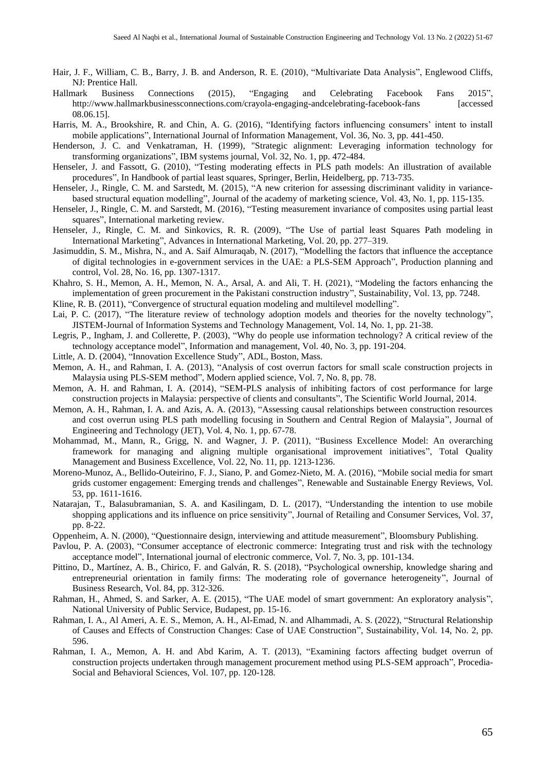Hair, J. F., William, C. B., Barry, J. B. and Anderson, R. E. (2010), "Multivariate Data Analysis", Englewood Cliffs, NJ: Prentice Hall.

Hallmark Business Connections (2015), "Engaging and Celebrating Facebook Fans 2015", http://www.hallmarkbusinessconnections.com/crayola-engaging-andcelebrating-facebook-fans [accessed 08.06.15].

Harris, M. A., Brookshire, R. and Chin, A. G. (2016), "Identifying factors influencing consumers' intent to install mobile applications", International Journal of Information Management, Vol. 36, No. 3, pp. 441-450.

Henderson, J. C. and Venkatraman, H. (1999), "Strategic alignment: Leveraging information technology for transforming organizations", IBM systems journal, Vol. 32, No. 1, pp. 472-484.

Henseler, J. and Fassott, G. (2010), "Testing moderating effects in PLS path models: An illustration of available procedures", In Handbook of partial least squares, Springer, Berlin, Heidelberg, pp. 713-735.

Henseler, J., Ringle, C. M. and Sarstedt, M. (2015), "A new criterion for assessing discriminant validity in variance-based structural equation modelling", Journal of the academy of marketing science, Vol. 43, No. 1, pp. 115-135.

Henseler, J., Ringle, C. M. and Sarstedt, M. (2016), "Testing measurement invariance of composites using partial least squares", International marketing review.

Henseler, J., Ringle, C. M. and Sinkovics, R. R. (2009), "The Use of partial least Squares Path modeling in International Marketing", Advances in International Marketing, Vol. 20, pp. 277–319.

Jasimuddin, S. M., Mishra, N., and A. Saif Almuraqab, N. (2017), "Modelling the factors that influence the acceptance of digital technologies in e-government services in the UAE: a PLS-SEM Approach", Production planning and control, Vol. 28, No. 16, pp. 1307-1317.

Khahro, S. H., Memon, A. H., Memon, N. A., Arsal, A. and Ali, T. H. (2021), "Modeling the factors enhancing the implementation of green procurement in the Pakistani construction industry", Sustainability, Vol. 13, pp. 7248.

Kline, R. B. (2011), "Convergence of structural equation modeling and multilevel modelling".

Lai, P. C. (2017), "The literature review of technology adoption models and theories for the novelty technology", JISTEM-Journal of Information Systems and Technology Management, Vol. 14, No. 1, pp. 21-38.

Legris, P., Ingham, J. and Collerette, P. (2003), "Why do people use information technology? A critical review of the technology acceptance model", Information and management, Vol. 40, No. 3, pp. 191-204.

Little, A. D. (2004), "Innovation Excellence Study", ADL, Boston, Mass.

Memon, A. H., and Rahman, I. A. (2013), "Analysis of cost overrun factors for small scale construction projects in Malaysia using PLS-SEM method", Modern applied science, Vol. 7, No. 8, pp. 78.

Memon, A. H. and Rahman, I. A. (2014), "SEM-PLS analysis of inhibiting factors of cost performance for large construction projects in Malaysia: perspective of clients and consultants", The Scientific World Journal, 2014.

Memon, A. H., Rahman, I. A. and Azis, A. A. (2013), "Assessing causal relationships between construction resources and cost overrun using PLS path modelling focusing in Southern and Central Region of Malaysia", Journal of Engineering and Technology (JET), Vol. 4, No. 1, pp. 67-78.

Mohammad, M., Mann, R., Grigg, N. and Wagner, J. P. (2011), "Business Excellence Model: An overarching framework for managing and aligning multiple organisational improvement initiatives", Total Quality Management and Business Excellence, Vol. 22, No. 11, pp. 1213-1236.

Moreno-Munoz, A., Bellido-Outeirino, F. J., Siano, P. and Gomez-Nieto, M. A. (2016), "Mobile social media for smart grids customer engagement: Emerging trends and challenges", Renewable and Sustainable Energy Reviews, Vol. 53, pp. 1611-1616.

Natarajan, T., Balasubramanian, S. A. and Kasilingam, D. L. (2017), "Understanding the intention to use mobile shopping applications and its influence on price sensitivity", Journal of Retailing and Consumer Services, Vol. 37, pp. 8-22.

Oppenheim, A. N. (2000), "Questionnaire design, interviewing and attitude measurement", Bloomsbury Publishing.

Pavlou, P. A. (2003), "Consumer acceptance of electronic commerce: Integrating trust and risk with the technology acceptance model", International journal of electronic commerce, Vol. 7, No. 3, pp. 101-134.

Pittino, D., Martínez, A. B., Chirico, F. and Galván, R. S. (2018), "Psychological ownership, knowledge sharing and entrepreneurial orientation in family firms: The moderating role of governance heterogeneity", Journal of Business Research, Vol. 84, pp. 312-326.

Rahman, H., Ahmed, S. and Sarker, A. E. (2015), "The UAE model of smart government: An exploratory analysis", National University of Public Service, Budapest, pp. 15-16.

Rahman, I. A., Al Ameri, A. E. S., Memon, A. H., Al-Emad, N. and Alhammadi, A. S. (2022), "Structural Relationship of Causes and Effects of Construction Changes: Case of UAE Construction", Sustainability, Vol. 14, No. 2, pp. 596.

Rahman, I. A., Memon, A. H. and Abd Karim, A. T. (2013), "Examining factors affecting budget overrun of construction projects undertaken through management procurement method using PLS-SEM approach", Procedia-Social and Behavioral Sciences, Vol. 107, pp. 120-128.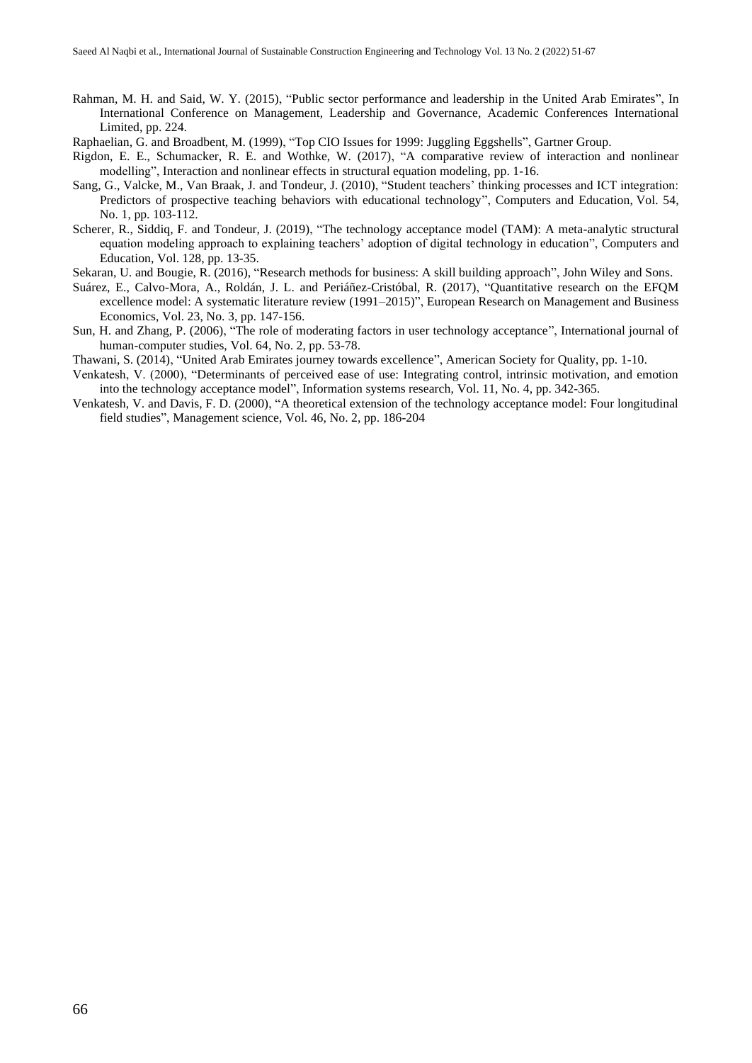Rahman, M. H. and Said, W. Y. (2015), "Public sector performance and leadership in the United Arab Emirates", In International Conference on Management, Leadership and Governance, Academic Conferences International Limited, pp. 224.

Raphaelian, G. and Broadbent, M. (1999), "Top CIO Issues for 1999: Juggling Eggshells", Gartner Group.

Rigdon, E. E., Schumacker, R. E. and Wothke, W. (2017), "A comparative review of interaction and nonlinear modelling", Interaction and nonlinear effects in structural equation modeling, pp. 1-16.

Sang, G., Valcke, M., Van Braak, J. and Tondeur, J. (2010), "Student teachers' thinking processes and ICT integration: Predictors of prospective teaching behaviors with educational technology", Computers and Education, Vol. 54, No. 1, pp. 103-112.

Scherer, R., Siddiq, F. and Tondeur, J. (2019), "The technology acceptance model (TAM): A meta-analytic structural equation modeling approach to explaining teachers' adoption of digital technology in education", Computers and Education, Vol. 128, pp. 13-35.

Sekaran, U. and Bougie, R. (2016), "Research methods for business: A skill building approach", John Wiley and Sons.

Suárez, E., Calvo-Mora, A., Roldán, J. L. and Periáñez-Cristóbal, R. (2017), "Quantitative research on the EFQM excellence model: A systematic literature review (1991–2015)", European Research on Management and Business Economics, Vol. 23, No. 3, pp. 147-156.

Sun, H. and Zhang, P. (2006), "The role of moderating factors in user technology acceptance", International journal of human-computer studies, Vol. 64, No. 2, pp. 53-78.

Thawani, S. (2014), "United Arab Emirates journey towards excellence", American Society for Quality, pp. 1-10.

Venkatesh, V. (2000), "Determinants of perceived ease of use: Integrating control, intrinsic motivation, and emotion into the technology acceptance model", Information systems research, Vol. 11, No. 4, pp. 342-365.

Venkatesh, V. and Davis, F. D. (2000), "A theoretical extension of the technology acceptance model: Four longitudinal field studies", Management science, Vol. 46, No. 2, pp. 186-204